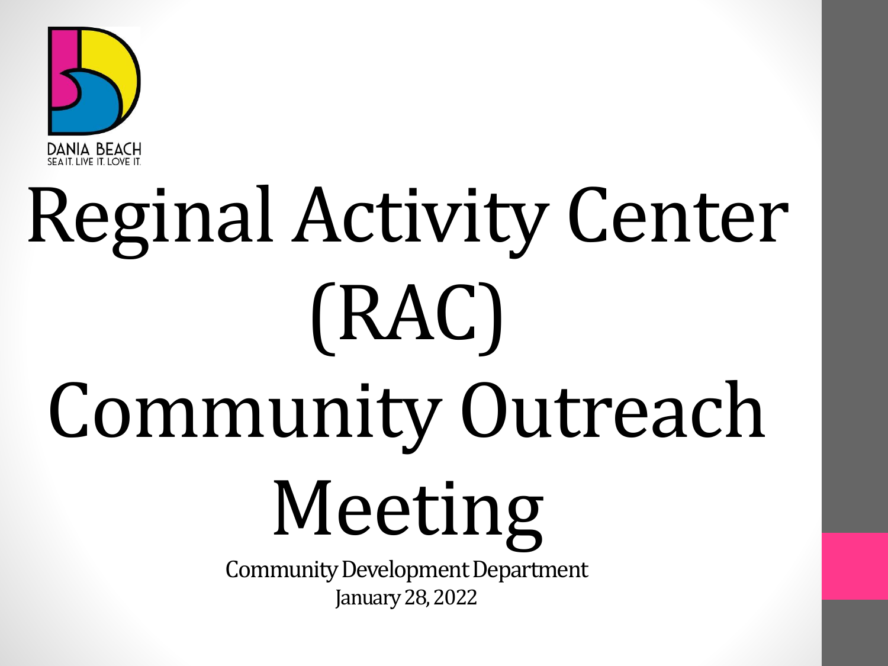DANIA BEACH
SEA IT. LIVE IT. LOVE IT.

# Reginal Activity Center (RAC) Community Outreach Meeting

Community Development Department
January 28, 2022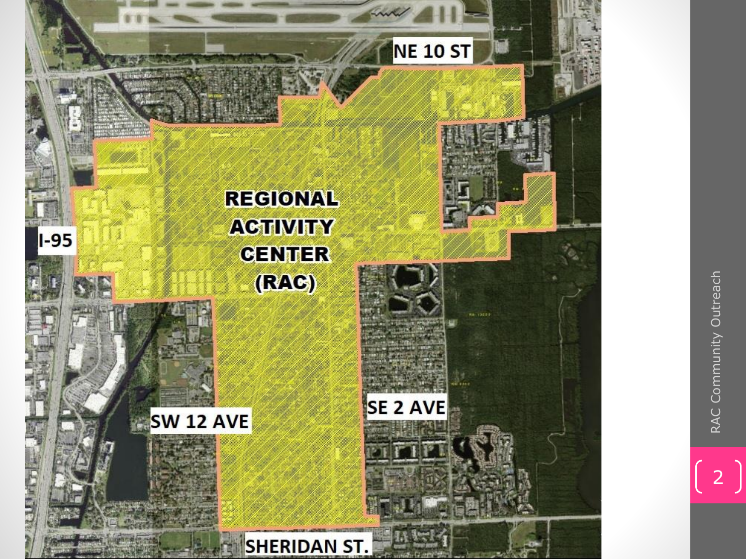NE 10 ST

I-95

REGIONAL ACTIVITY CENTER (RAC)

SW 12 AVE

SE 2 AVE

SHERIDAN ST.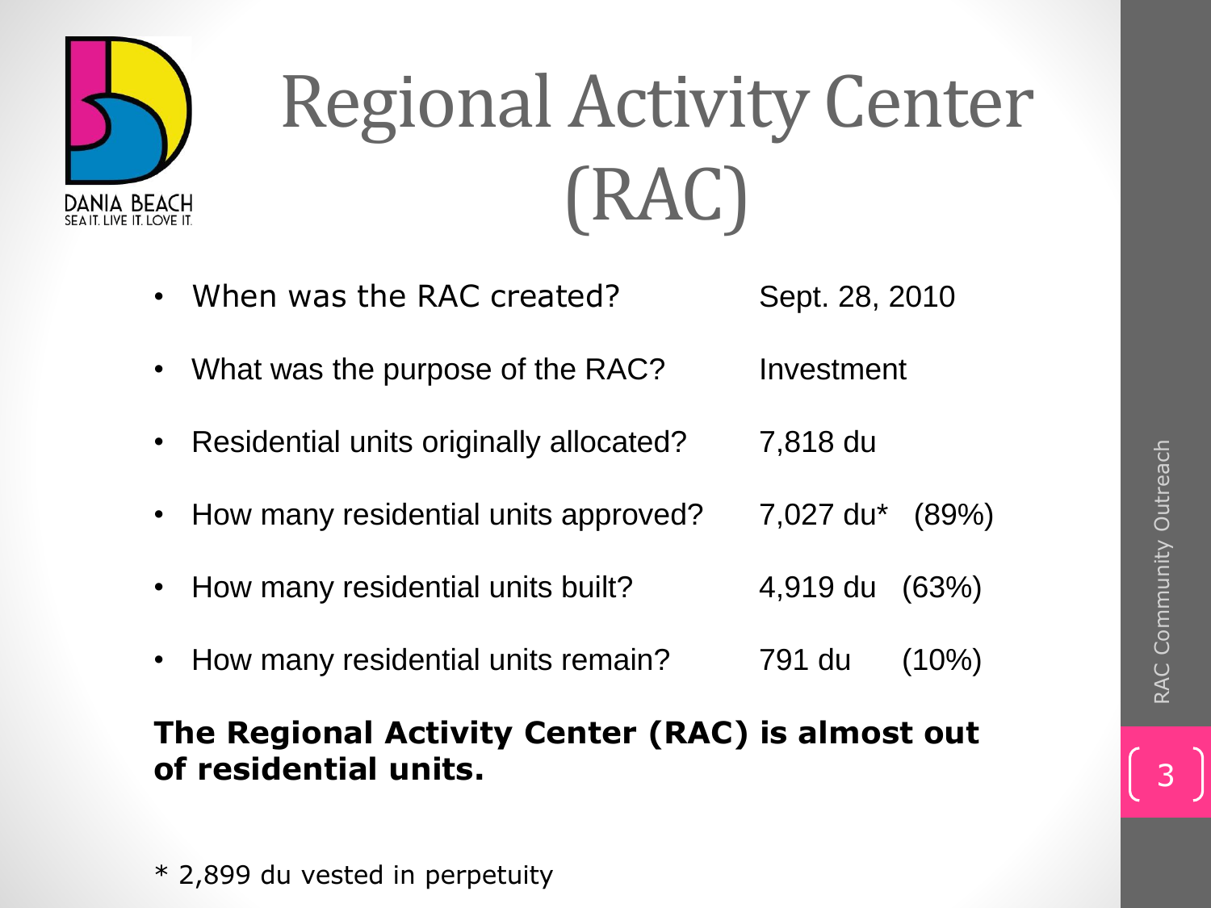# Regional Activity Center (RAC)

| | |
|---|---|
| When was the RAC created? | Sept. 28, 2010 |
| What was the purpose of the RAC? | Investment |
| Residential units originally allocated? | 7,818 du |
| How many residential units approved? | 7,027 du* (89%) |
| How many residential units built? | 4,919 du (63%) |
| How many residential units remain? | 791 du (10%) |

**The Regional Activity Center (RAC) is almost out of residential units.**

* 2,899 du vested in perpetuity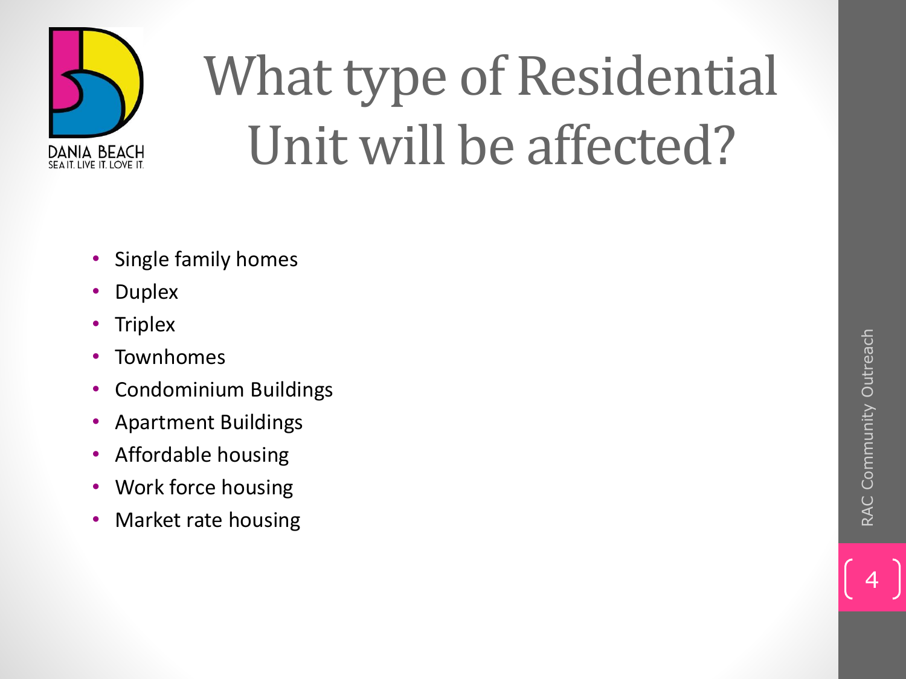# What type of Residential Unit will be affected?

- Single family homes
- Duplex
- Triplex
- Townhomes
- Condominium Buildings
- Apartment Buildings
- Affordable housing
- Work force housing
- Market rate housing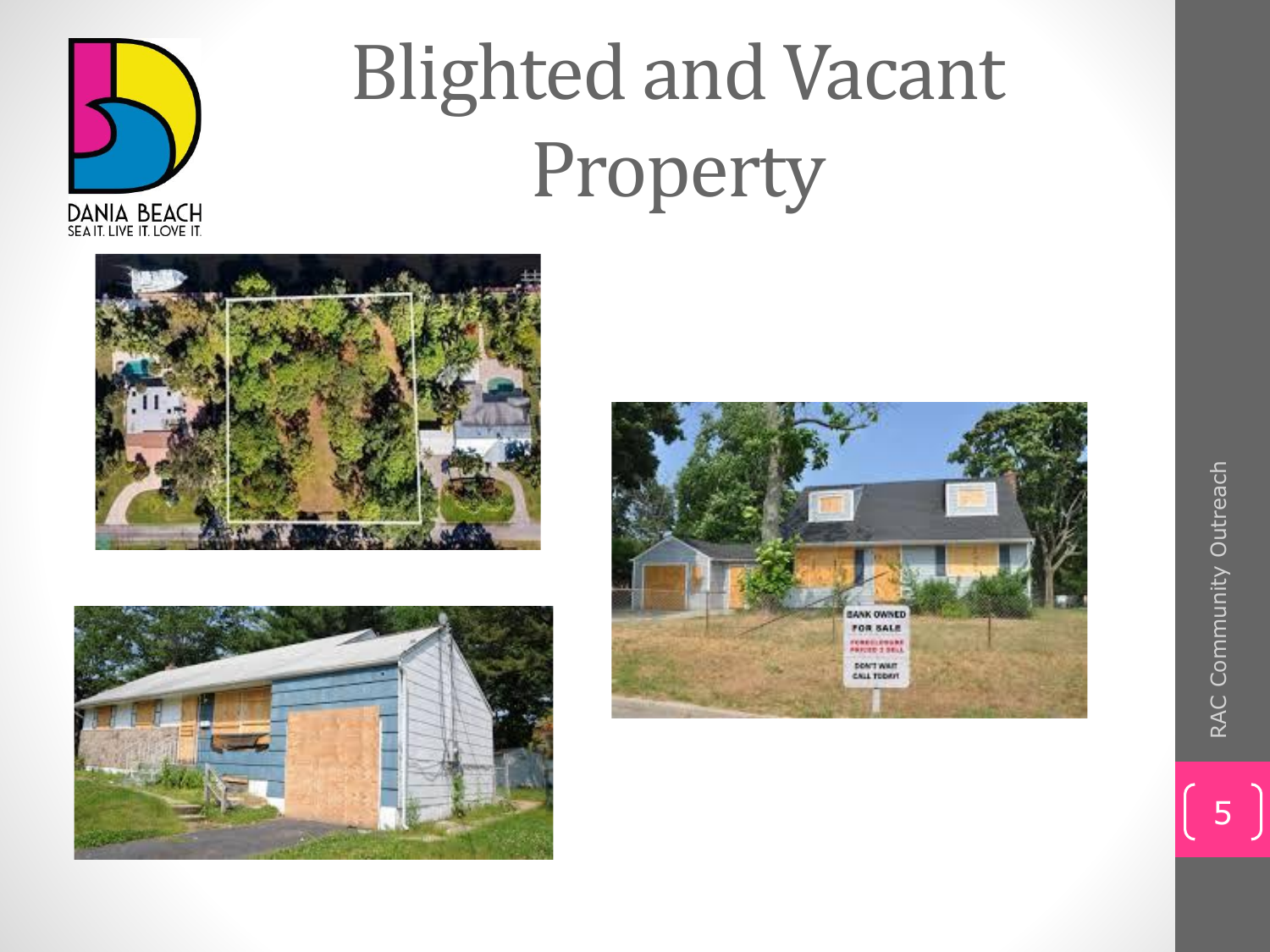# Blighted and Vacant Property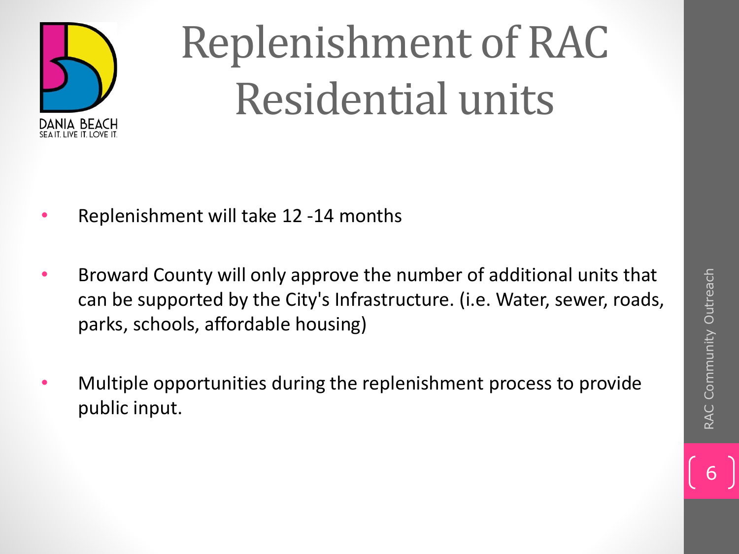# Replenishment of RAC Residential units

- Replenishment will take 12 -14 months
- Broward County will only approve the number of additional units that can be supported by the City's Infrastructure. (i.e. Water, sewer, roads, parks, schools, affordable housing)
- Multiple opportunities during the replenishment process to provide public input.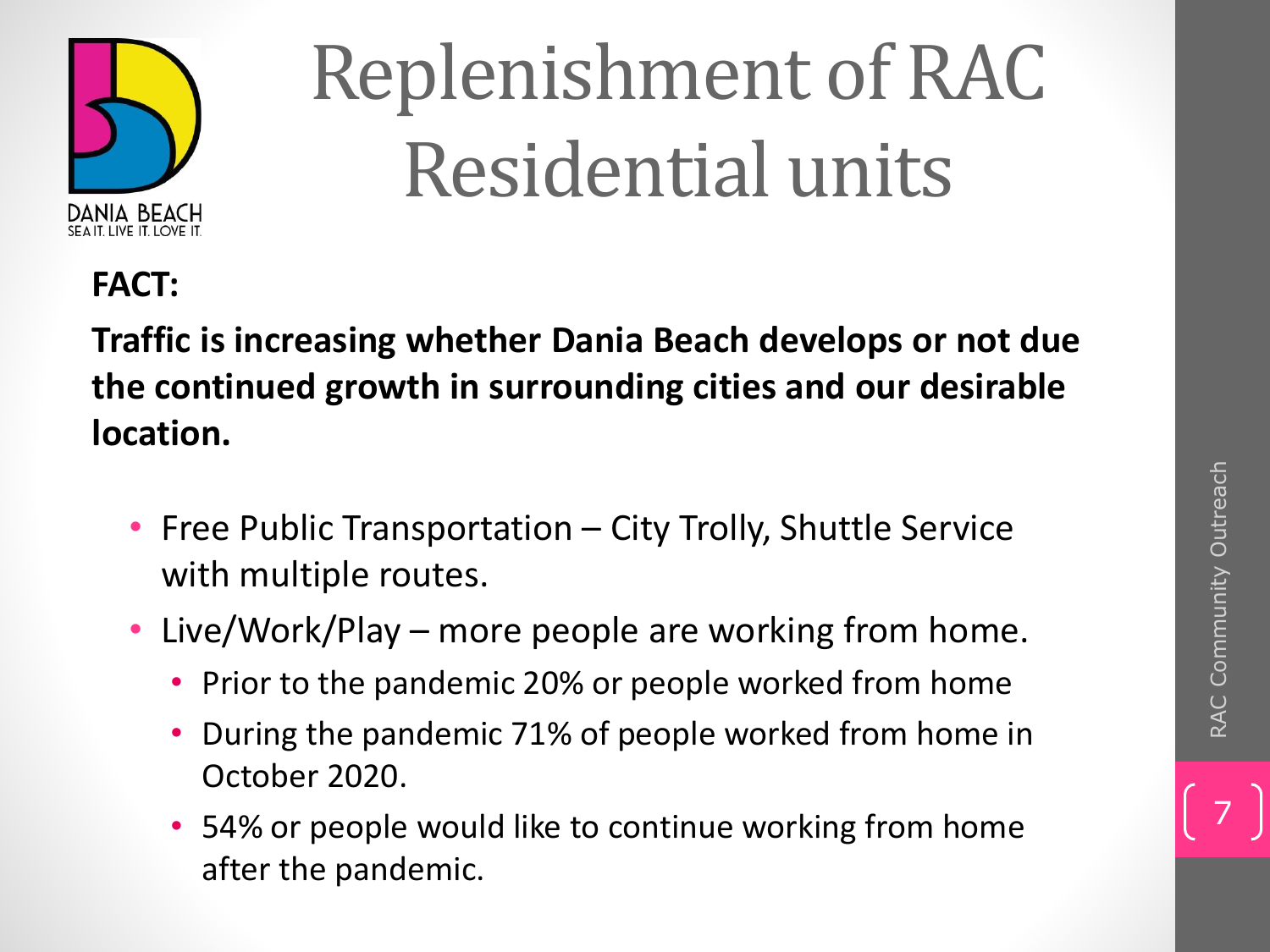# Replenishment of RAC Residential units

**FACT:**

**Traffic is increasing whether Dania Beach develops or not due the continued growth in surrounding cities and our desirable location.**

- Free Public Transportation – City Trolly, Shuttle Service with multiple routes.
- Live/Work/Play – more people are working from home.
  - Prior to the pandemic 20% or people worked from home
  - During the pandemic 71% of people worked from home in October 2020.
  - 54% or people would like to continue working from home after the pandemic.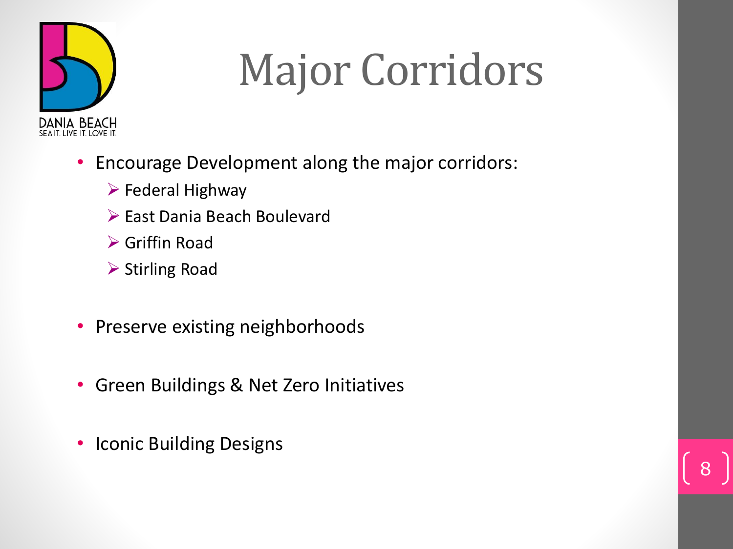# Major Corridors

- Encourage Development along the major corridors:
  - Federal Highway
  - East Dania Beach Boulevard
  - Griffin Road
  - Stirling Road
- Preserve existing neighborhoods
- Green Buildings & Net Zero Initiatives
- Iconic Building Designs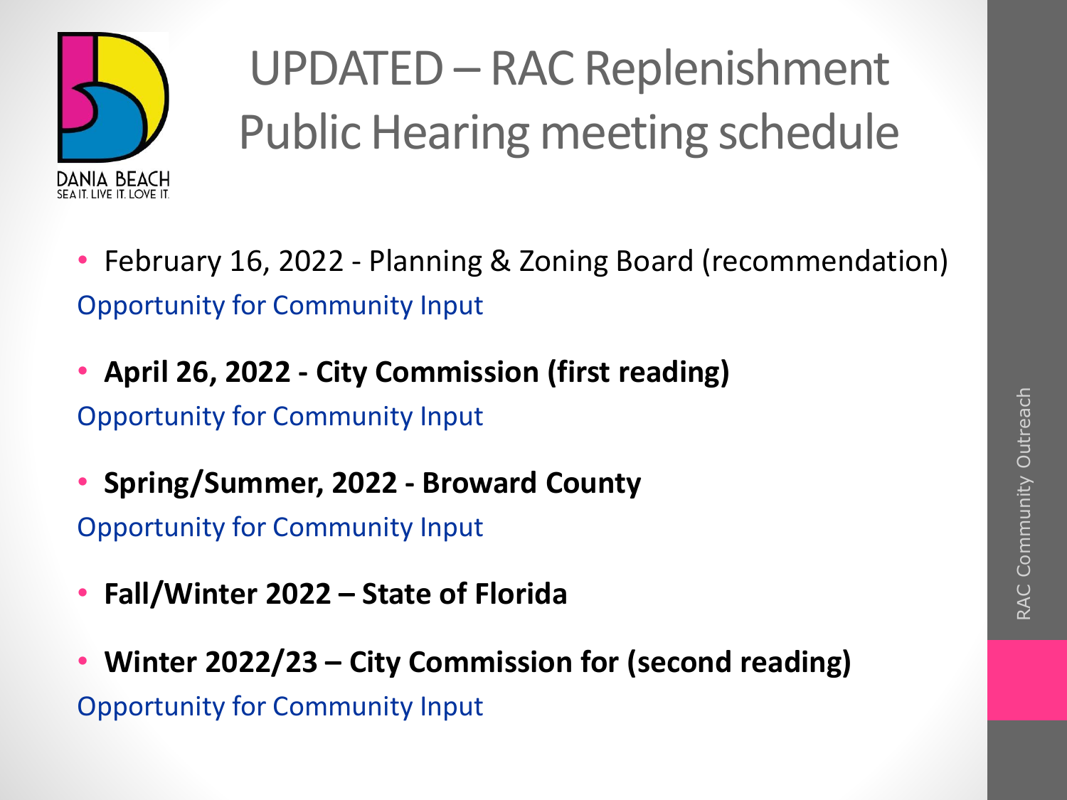# UPDATED – RAC Replenishment Public Hearing meeting schedule

- February 16, 2022 - Planning & Zoning Board (recommendation)

Opportunity for Community Input

- **April 26, 2022 - City Commission (first reading)**

Opportunity for Community Input

- **Spring/Summer, 2022 - Broward County**

Opportunity for Community Input

- **Fall/Winter 2022 – State of Florida**

- **Winter 2022/23 – City Commission for (second reading)**

Opportunity for Community Input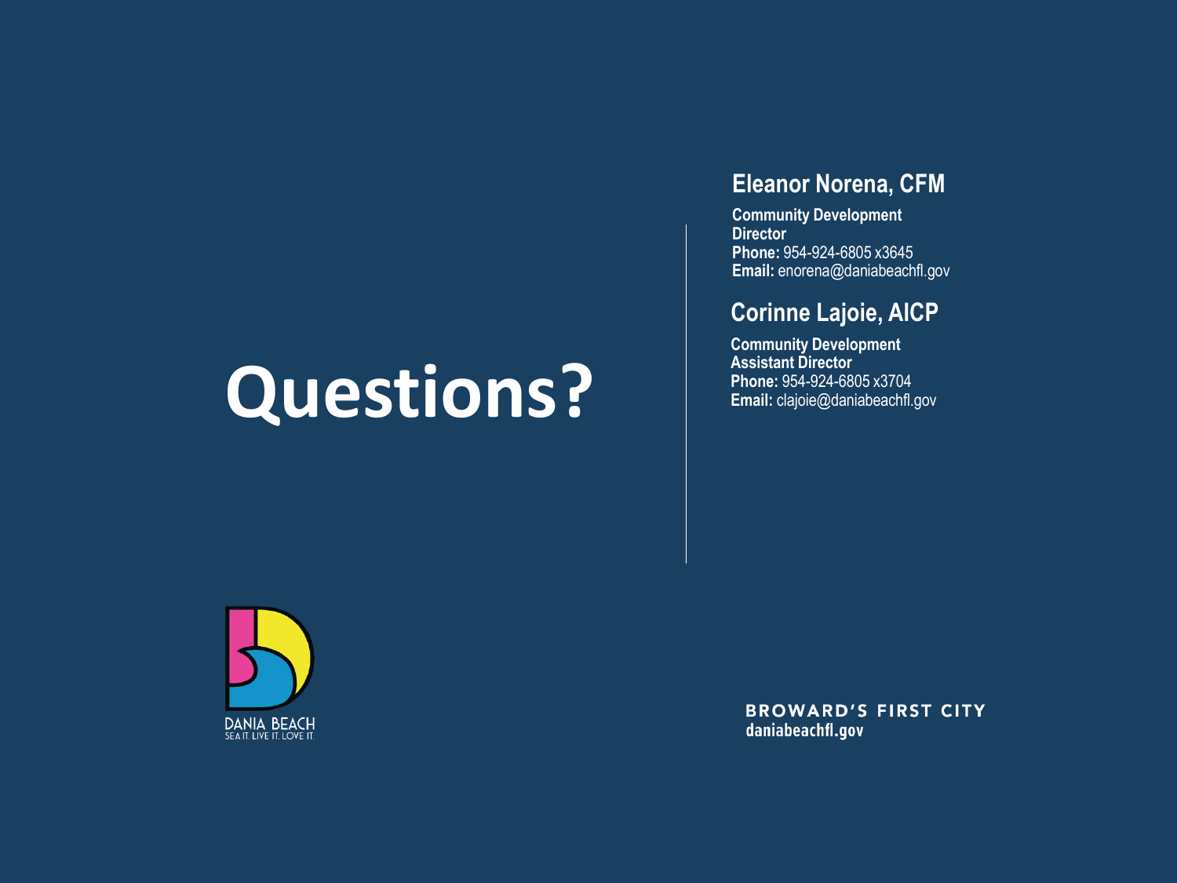# Questions?

**Eleanor Norena, CFM**

**Community Development Director**
**Phone:** 954-924-6805 x3645
**Email:** enorena@daniabeachfl.gov

**Corinne Lajoie, AICP**

**Community Development Assistant Director**
**Phone:** 954-924-6805 x3704
**Email:** clajoie@daniabeachfl.gov

DANIA BEACH
SEA IT. LIVE IT. LOVE IT.

**BROWARD'S FIRST CITY**
**daniabeachfl.gov**